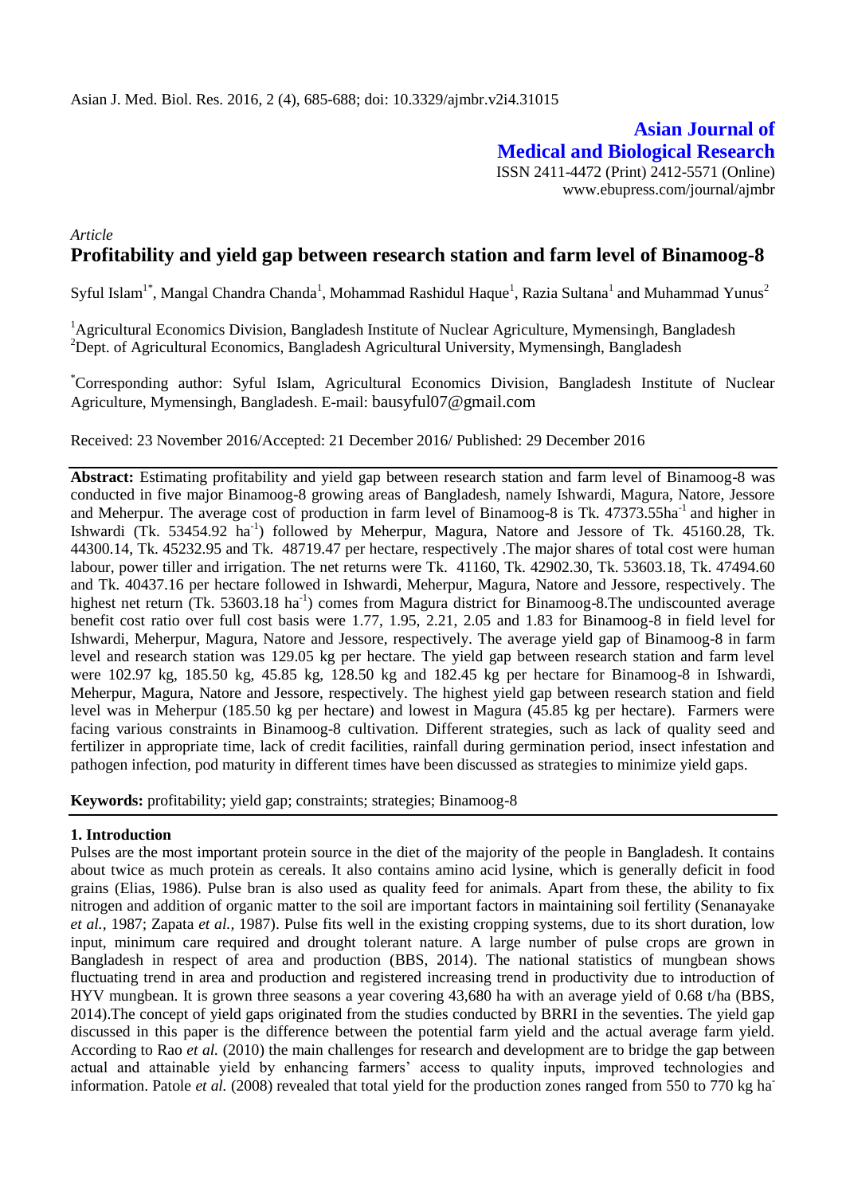# Asian Journal of Medical and Biological Research

ISSN 2411-4472 (Print) 2412-5571 (Online)
www.ebupress.com/journal/ajmbr

*Article*

## Profitability and yield gap between research station and farm level of Binamoog-8

Syful Islam[1*], Mangal Chandra Chanda[1], Mohammad Rashidul Haque[1], Razia Sultana[1] and Muhammad Yunus[2]

[1]Agricultural Economics Division, Bangladesh Institute of Nuclear Agriculture, Mymensingh, Bangladesh
[2]Dept. of Agricultural Economics, Bangladesh Agricultural University, Mymensingh, Bangladesh

[*]Corresponding author: Syful Islam, Agricultural Economics Division, Bangladesh Institute of Nuclear Agriculture, Mymensingh, Bangladesh. E-mail: bausyful07@gmail.com

Received: 23 November 2016/Accepted: 21 December 2016/ Published: 29 December 2016

**Abstract:** Estimating profitability and yield gap between research station and farm level of Binamoog-8 was conducted in five major Binamoog-8 growing areas of Bangladesh, namely Ishwardi, Magura, Natore, Jessore and Meherpur. The average cost of production in farm level of Binamoog-8 is Tk. 47373.55ha$^{-1}$ and higher in Ishwardi (Tk. 53454.92 ha$^{-1}$) followed by Meherpur, Magura, Natore and Jessore of Tk. 45160.28, Tk. 44300.14, Tk. 45232.95 and Tk. 48719.47 per hectare, respectively .The major shares of total cost were human labour, power tiller and irrigation. The net returns were Tk. 41160, Tk. 42902.30, Tk. 53603.18, Tk. 47494.60 and Tk. 40437.16 per hectare followed in Ishwardi, Meherpur, Magura, Natore and Jessore, respectively. The highest net return (Tk. 53603.18 ha$^{-1}$) comes from Magura district for Binamoog-8.The undiscounted average benefit cost ratio over full cost basis were 1.77, 1.95, 2.21, 2.05 and 1.83 for Binamoog-8 in field level for Ishwardi, Meherpur, Magura, Natore and Jessore, respectively. The average yield gap of Binamoog-8 in farm level and research station was 129.05 kg per hectare. The yield gap between research station and farm level were 102.97 kg, 185.50 kg, 45.85 kg, 128.50 kg and 182.45 kg per hectare for Binamoog-8 in Ishwardi, Meherpur, Magura, Natore and Jessore, respectively. The highest yield gap between research station and field level was in Meherpur (185.50 kg per hectare) and lowest in Magura (45.85 kg per hectare). Farmers were facing various constraints in Binamoog-8 cultivation. Different strategies, such as lack of quality seed and fertilizer in appropriate time, lack of credit facilities, rainfall during germination period, insect infestation and pathogen infection, pod maturity in different times have been discussed as strategies to minimize yield gaps.

**Keywords:** profitability; yield gap; constraints; strategies; Binamoog-8

### 1. Introduction

Pulses are the most important protein source in the diet of the majority of the people in Bangladesh. It contains about twice as much protein as cereals. It also contains amino acid lysine, which is generally deficit in food grains (Elias, 1986). Pulse bran is also used as quality feed for animals. Apart from these, the ability to fix nitrogen and addition of organic matter to the soil are important factors in maintaining soil fertility (Senanayake *et al.,* 1987; Zapata *et al.,* 1987). Pulse fits well in the existing cropping systems, due to its short duration, low input, minimum care required and drought tolerant nature. A large number of pulse crops are grown in Bangladesh in respect of area and production (BBS, 2014). The national statistics of mungbean shows fluctuating trend in area and production and registered increasing trend in productivity due to introduction of HYV mungbean. It is grown three seasons a year covering 43,680 ha with an average yield of 0.68 t/ha (BBS, 2014).The concept of yield gaps originated from the studies conducted by BRRI in the seventies. The yield gap discussed in this paper is the difference between the potential farm yield and the actual average farm yield. According to Rao *et al.* (2010) the main challenges for research and development are to bridge the gap between actual and attainable yield by enhancing farmers' access to quality inputs, improved technologies and information. Patole *et al.* (2008) revealed that total yield for the production zones ranged from 550 to 770 kg ha$^{-}$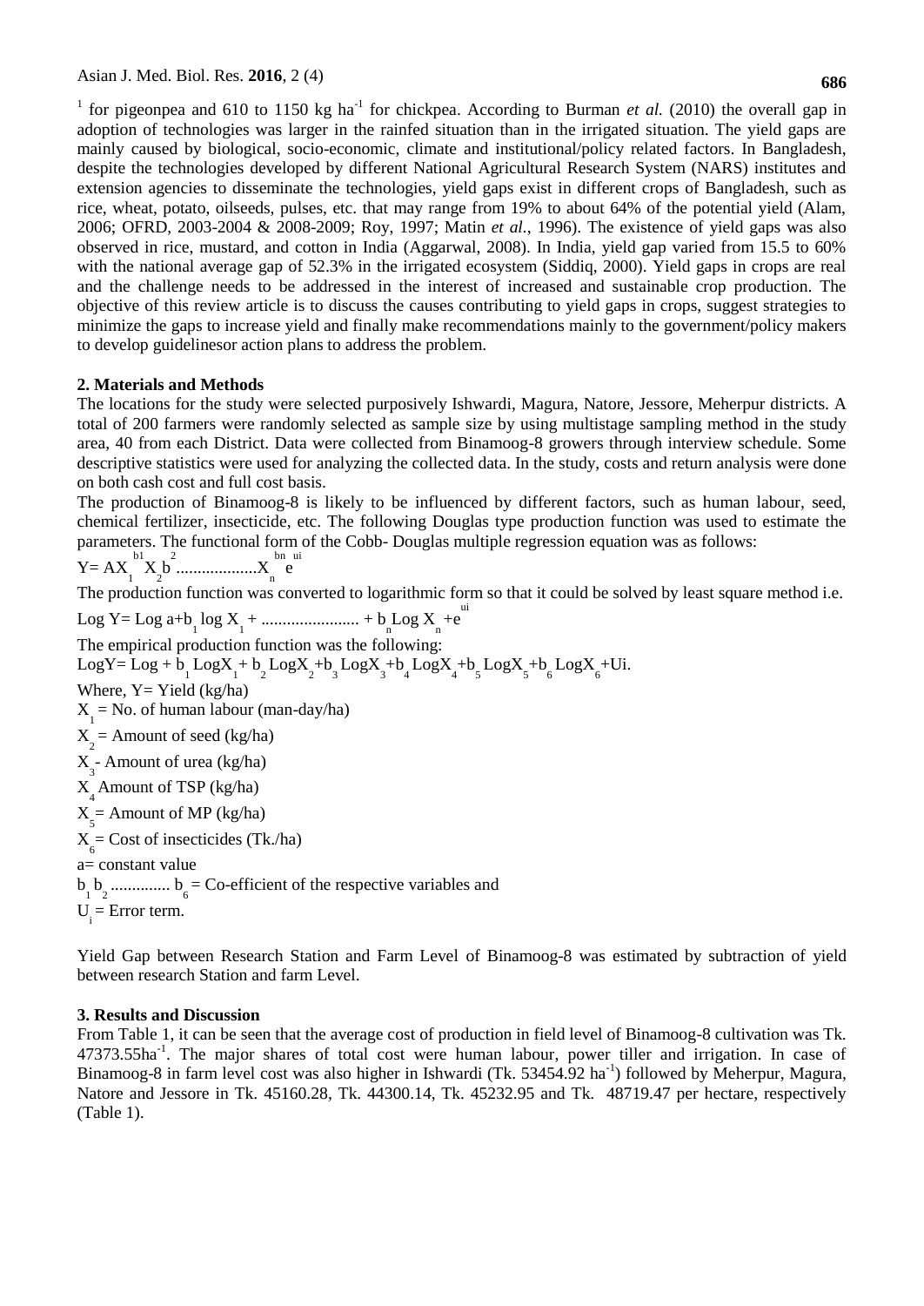$^{1}$ for pigeonpea and 610 to 1150 kg ha$^{-1}$ for chickpea. According to Burman *et al.* (2010) the overall gap in adoption of technologies was larger in the rainfed situation than in the irrigated situation. The yield gaps are mainly caused by biological, socio-economic, climate and institutional/policy related factors. In Bangladesh, despite the technologies developed by different National Agricultural Research System (NARS) institutes and extension agencies to disseminate the technologies, yield gaps exist in different crops of Bangladesh, such as rice, wheat, potato, oilseeds, pulses, etc. that may range from 19% to about 64% of the potential yield (Alam, 2006; OFRD, 2003-2004 & 2008-2009; Roy, 1997; Matin *et al.*, 1996). The existence of yield gaps was also observed in rice, mustard, and cotton in India (Aggarwal, 2008). In India, yield gap varied from 15.5 to 60% with the national average gap of 52.3% in the irrigated ecosystem (Siddiq, 2000). Yield gaps in crops are real and the challenge needs to be addressed in the interest of increased and sustainable crop production. The objective of this review article is to discuss the causes contributing to yield gaps in crops, suggest strategies to minimize the gaps to increase yield and finally make recommendations mainly to the government/policy makers to develop guidelinesor action plans to address the problem.

## 2. Materials and Methods

The locations for the study were selected purposively Ishwardi, Magura, Natore, Jessore, Meherpur districts. A total of 200 farmers were randomly selected as sample size by using multistage sampling method in the study area, 40 from each District. Data were collected from Binamoog-8 growers through interview schedule. Some descriptive statistics were used for analyzing the collected data. In the study, costs and return analysis were done on both cash cost and full cost basis.

The production of Binamoog-8 is likely to be influenced by different factors, such as human labour, seed, chemical fertilizer, insecticide, etc. The following Douglas type production function was used to estimate the parameters. The functional form of the Cobb- Douglas multiple regression equation was as follows:

$$Y= AX_1^{b1} X_2 b^2 ...................X_n^{bn} e^{ui}$$

The production function was converted to logarithmic form so that it could be solved by least square method i.e.

$$\text{Log } Y= \text{Log } a+b_1 \log X_1 + ....................... + b_n \text{Log } X_n +e^{ui}$$

The empirical production function was the following:

$$\text{Log}Y= \text{Log} + b_1 \text{Log}X_1 + b_2 \text{Log}X_2 +b_3 \text{Log}X_3 +b_4 \text{Log}X_4 +b_5 \text{Log}X_5 +b_6 \text{Log}X_6 +\text{Ui}.$$

Where, Y= Yield (kg/ha)

$X_1$ = No. of human labour (man-day/ha)

$X_2$ = Amount of seed (kg/ha)

$X_3$ - Amount of urea (kg/ha)

$X_4$ Amount of TSP (kg/ha)

$X_5$ = Amount of MP (kg/ha)

$X_6$ = Cost of insecticides (Tk./ha)

a= constant value

$b_1 b_2$ .............. $b_6$ = Co-efficient of the respective variables and

$U_i$ = Error term.

Yield Gap between Research Station and Farm Level of Binamoog-8 was estimated by subtraction of yield between research Station and farm Level.

## 3. Results and Discussion

From Table 1, it can be seen that the average cost of production in field level of Binamoog-8 cultivation was Tk. 47373.55ha$^{-1}$. The major shares of total cost were human labour, power tiller and irrigation. In case of Binamoog-8 in farm level cost was also higher in Ishwardi (Tk. 53454.92 ha$^{-1}$) followed by Meherpur, Magura, Natore and Jessore in Tk. 45160.28, Tk. 44300.14, Tk. 45232.95 and Tk. 48719.47 per hectare, respectively (Table 1).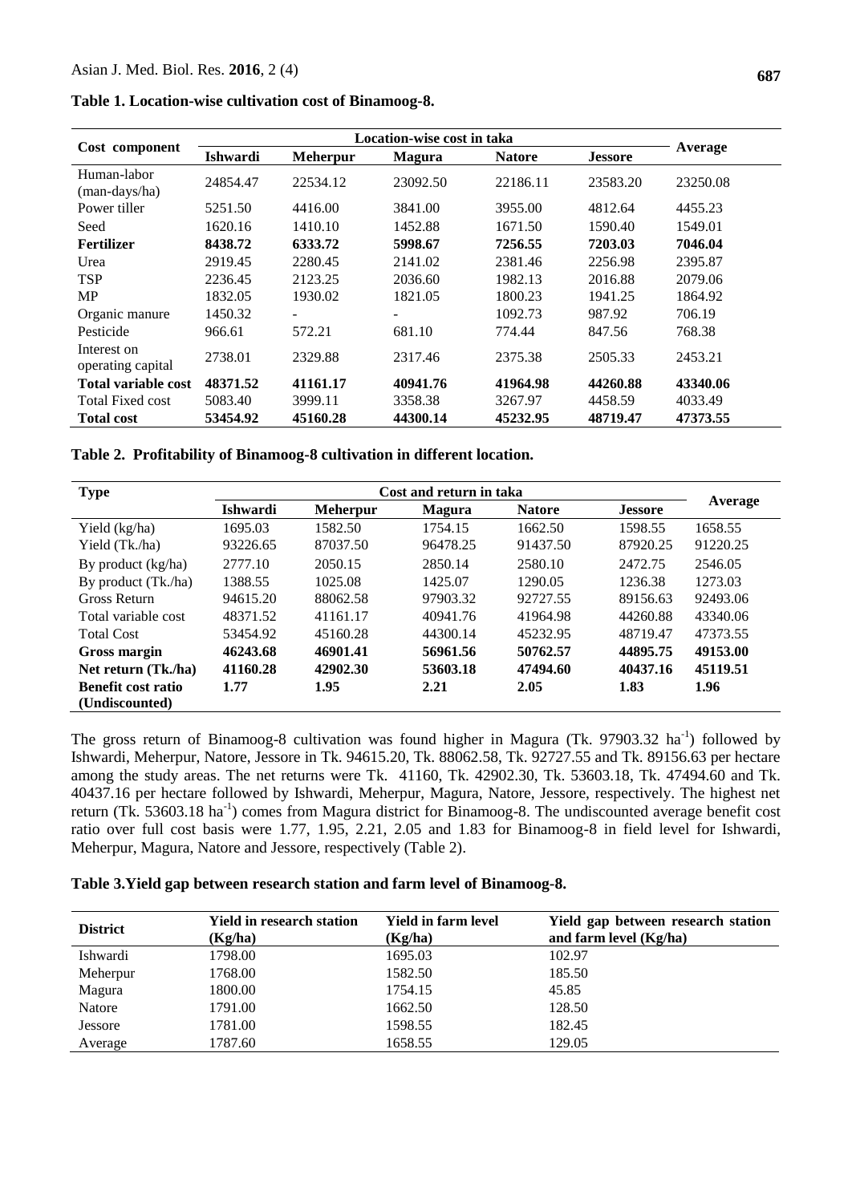**Table 1. Location-wise cultivation cost of Binamoog-8.**

| Cost component | Location-wise cost in taka | | | | | Average |
|---|---|---|---|---|---|---|
| | **Ishwardi** | **Meherpur** | **Magura** | **Natore** | **Jessore** | |
| Human-labor (man-days/ha) | 24854.47 | 22534.12 | 23092.50 | 22186.11 | 23583.20 | 23250.08 |
| Power tiller | 5251.50 | 4416.00 | 3841.00 | 3955.00 | 4812.64 | 4455.23 |
| Seed | 1620.16 | 1410.10 | 1452.88 | 1671.50 | 1590.40 | 1549.01 |
| **Fertilizer** | **8438.72** | **6333.72** | **5998.67** | **7256.55** | **7203.03** | **7046.04** |
| Urea | 2919.45 | 2280.45 | 2141.02 | 2381.46 | 2256.98 | 2395.87 |
| TSP | 2236.45 | 2123.25 | 2036.60 | 1982.13 | 2016.88 | 2079.06 |
| MP | 1832.05 | 1930.02 | 1821.05 | 1800.23 | 1941.25 | 1864.92 |
| Organic manure | 1450.32 | - | - | 1092.73 | 987.92 | 706.19 |
| Pesticide | 966.61 | 572.21 | 681.10 | 774.44 | 847.56 | 768.38 |
| Interest on operating capital | 2738.01 | 2329.88 | 2317.46 | 2375.38 | 2505.33 | 2453.21 |
| **Total variable cost** | **48371.52** | **41161.17** | **40941.76** | **41964.98** | **44260.88** | **43340.06** |
| Total Fixed cost | 5083.40 | 3999.11 | 3358.38 | 3267.97 | 4458.59 | 4033.49 |
| **Total cost** | **53454.92** | **45160.28** | **44300.14** | **45232.95** | **48719.47** | **47373.55** |

**Table 2. Profitability of Binamoog-8 cultivation in different location.**

| Type | Cost and return in taka | | | | | Average |
|---|---|---|---|---|---|---|
| | **Ishwardi** | **Meherpur** | **Magura** | **Natore** | **Jessore** | |
| Yield (kg/ha) | 1695.03 | 1582.50 | 1754.15 | 1662.50 | 1598.55 | 1658.55 |
| Yield (Tk./ha) | 93226.65 | 87037.50 | 96478.25 | 91437.50 | 87920.25 | 91220.25 |
| By product (kg/ha) | 2777.10 | 2050.15 | 2850.14 | 2580.10 | 2472.75 | 2546.05 |
| By product (Tk./ha) | 1388.55 | 1025.08 | 1425.07 | 1290.05 | 1236.38 | 1273.03 |
| Gross Return | 94615.20 | 88062.58 | 97903.32 | 92727.55 | 89156.63 | 92493.06 |
| Total variable cost | 48371.52 | 41161.17 | 40941.76 | 41964.98 | 44260.88 | 43340.06 |
| Total Cost | 53454.92 | 45160.28 | 44300.14 | 45232.95 | 48719.47 | 47373.55 |
| **Gross margin** | **46243.68** | **46901.41** | **56961.56** | **50762.57** | **44895.75** | **49153.00** |
| **Net return (Tk./ha)** | **41160.28** | **42902.30** | **53603.18** | **47494.60** | **40437.16** | **45119.51** |
| **Benefit cost ratio (Undiscounted)** | **1.77** | **1.95** | **2.21** | **2.05** | **1.83** | **1.96** |

The gross return of Binamoog-8 cultivation was found higher in Magura (Tk. 97903.32 ha$^{-1}$) followed by Ishwardi, Meherpur, Natore, Jessore in Tk. 94615.20, Tk. 88062.58, Tk. 92727.55 and Tk. 89156.63 per hectare among the study areas. The net returns were Tk. 41160, Tk. 42902.30, Tk. 53603.18, Tk. 47494.60 and Tk. 40437.16 per hectare followed by Ishwardi, Meherpur, Magura, Natore, Jessore, respectively. The highest net return (Tk. 53603.18 ha$^{-1}$) comes from Magura district for Binamoog-8. The undiscounted average benefit cost ratio over full cost basis were 1.77, 1.95, 2.21, 2.05 and 1.83 for Binamoog-8 in field level for Ishwardi, Meherpur, Magura, Natore and Jessore, respectively (Table 2).

**Table 3. Yield gap between research station and farm level of Binamoog-8.**

| District | Yield in research station (Kg/ha) | Yield in farm level (Kg/ha) | Yield gap between research station and farm level (Kg/ha) |
|---|---|---|---|
| Ishwardi | 1798.00 | 1695.03 | 102.97 |
| Meherpur | 1768.00 | 1582.50 | 185.50 |
| Magura | 1800.00 | 1754.15 | 45.85 |
| Natore | 1791.00 | 1662.50 | 128.50 |
| Jessore | 1781.00 | 1598.55 | 182.45 |
| Average | 1787.60 | 1658.55 | 129.05 |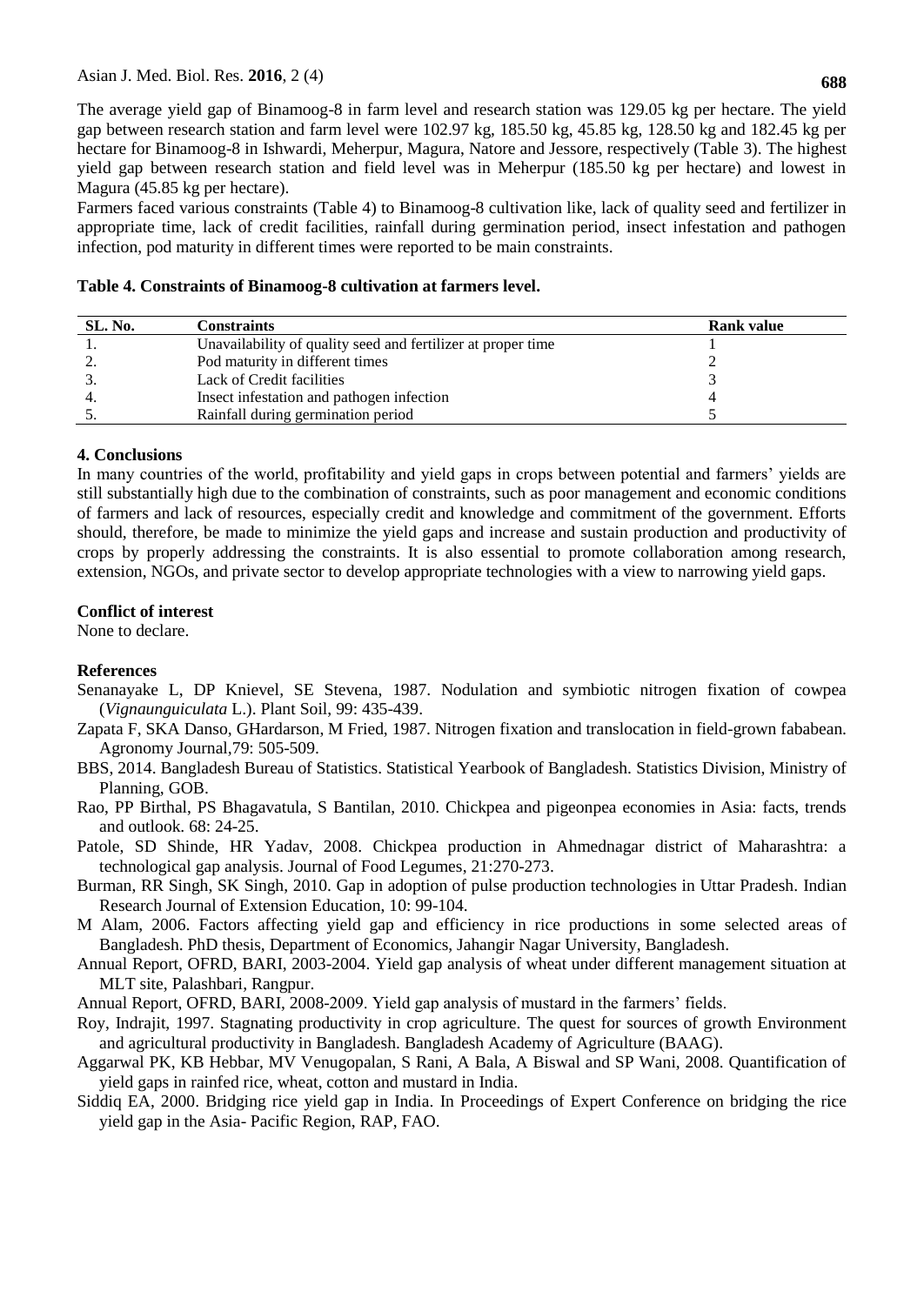The average yield gap of Binamoog-8 in farm level and research station was 129.05 kg per hectare. The yield gap between research station and farm level were 102.97 kg, 185.50 kg, 45.85 kg, 128.50 kg and 182.45 kg per hectare for Binamoog-8 in Ishwardi, Meherpur, Magura, Natore and Jessore, respectively (Table 3). The highest yield gap between research station and field level was in Meherpur (185.50 kg per hectare) and lowest in Magura (45.85 kg per hectare).

Farmers faced various constraints (Table 4) to Binamoog-8 cultivation like, lack of quality seed and fertilizer in appropriate time, lack of credit facilities, rainfall during germination period, insect infestation and pathogen infection, pod maturity in different times were reported to be main constraints.

**Table 4. Constraints of Binamoog-8 cultivation at farmers level.**

| SL. No. | Constraints | Rank value |
| --- | --- | --- |
| 1. | Unavailability of quality seed and fertilizer at proper time | 1 |
| 2. | Pod maturity in different times | 2 |
| 3. | Lack of Credit facilities | 3 |
| 4. | Insect infestation and pathogen infection | 4 |
| 5. | Rainfall during germination period | 5 |

## 4. Conclusions

In many countries of the world, profitability and yield gaps in crops between potential and farmers' yields are still substantially high due to the combination of constraints, such as poor management and economic conditions of farmers and lack of resources, especially credit and knowledge and commitment of the government. Efforts should, therefore, be made to minimize the yield gaps and increase and sustain production and productivity of crops by properly addressing the constraints. It is also essential to promote collaboration among research, extension, NGOs, and private sector to develop appropriate technologies with a view to narrowing yield gaps.

## Conflict of interest

None to declare.

## References

Senanayake L, DP Knievel, SE Stevena, 1987. Nodulation and symbiotic nitrogen fixation of cowpea (*Vignaunguiculata* L.). Plant Soil, 99: 435-439.

Zapata F, SKA Danso, GHardarson, M Fried, 1987. Nitrogen fixation and translocation in field-grown fababean. Agronomy Journal,79: 505-509.

BBS, 2014. Bangladesh Bureau of Statistics. Statistical Yearbook of Bangladesh. Statistics Division, Ministry of Planning, GOB.

Rao, PP Birthal, PS Bhagavatula, S Bantilan, 2010. Chickpea and pigeonpea economies in Asia: facts, trends and outlook. 68: 24-25.

Patole, SD Shinde, HR Yadav, 2008. Chickpea production in Ahmednagar district of Maharashtra: a technological gap analysis. Journal of Food Legumes, 21:270-273.

Burman, RR Singh, SK Singh, 2010. Gap in adoption of pulse production technologies in Uttar Pradesh. Indian Research Journal of Extension Education, 10: 99-104.

M Alam, 2006. Factors affecting yield gap and efficiency in rice productions in some selected areas of Bangladesh. PhD thesis, Department of Economics, Jahangir Nagar University, Bangladesh.

Annual Report, OFRD, BARI, 2003-2004. Yield gap analysis of wheat under different management situation at MLT site, Palashbari, Rangpur.

Annual Report, OFRD, BARI, 2008-2009. Yield gap analysis of mustard in the farmers' fields.

Roy, Indrajit, 1997. Stagnating productivity in crop agriculture. The quest for sources of growth Environment and agricultural productivity in Bangladesh. Bangladesh Academy of Agriculture (BAAG).

Aggarwal PK, KB Hebbar, MV Venugopalan, S Rani, A Bala, A Biswal and SP Wani, 2008. Quantification of yield gaps in rainfed rice, wheat, cotton and mustard in India.

Siddiq EA, 2000. Bridging rice yield gap in India. In Proceedings of Expert Conference on bridging the rice yield gap in the Asia- Pacific Region, RAP, FAO.